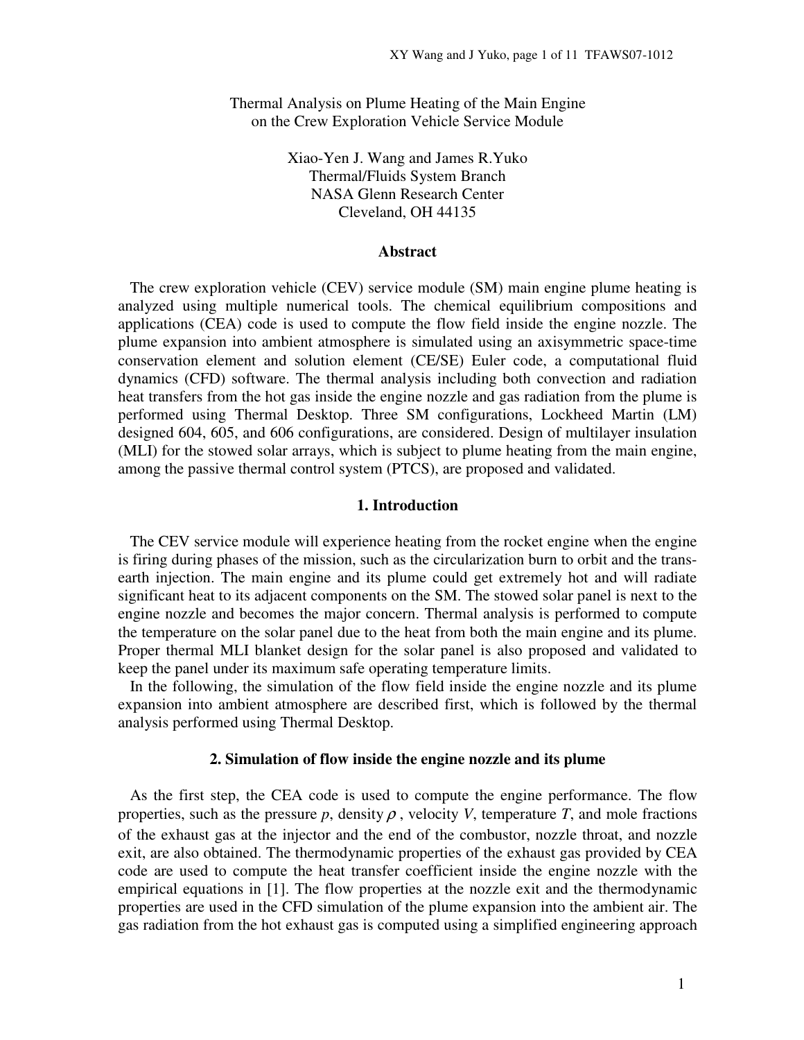# Thermal Analysis on Plume Heating of the Main Engine on the Crew Exploration Vehicle Service Module

Xiao-Yen J. Wang and James R.Yuko
Thermal/Fluids System Branch
NASA Glenn Research Center
Cleveland, OH 44135

## Abstract

The crew exploration vehicle (CEV) service module (SM) main engine plume heating is analyzed using multiple numerical tools. The chemical equilibrium compositions and applications (CEA) code is used to compute the flow field inside the engine nozzle. The plume expansion into ambient atmosphere is simulated using an axisymmetric space-time conservation element and solution element (CE/SE) Euler code, a computational fluid dynamics (CFD) software. The thermal analysis including both convection and radiation heat transfers from the hot gas inside the engine nozzle and gas radiation from the plume is performed using Thermal Desktop. Three SM configurations, Lockheed Martin (LM) designed 604, 605, and 606 configurations, are considered. Design of multilayer insulation (MLI) for the stowed solar arrays, which is subject to plume heating from the main engine, among the passive thermal control system (PTCS), are proposed and validated.

## 1. Introduction

The CEV service module will experience heating from the rocket engine when the engine is firing during phases of the mission, such as the circularization burn to orbit and the trans-earth injection. The main engine and its plume could get extremely hot and will radiate significant heat to its adjacent components on the SM. The stowed solar panel is next to the engine nozzle and becomes the major concern. Thermal analysis is performed to compute the temperature on the solar panel due to the heat from both the main engine and its plume. Proper thermal MLI blanket design for the solar panel is also proposed and validated to keep the panel under its maximum safe operating temperature limits.

In the following, the simulation of the flow field inside the engine nozzle and its plume expansion into ambient atmosphere are described first, which is followed by the thermal analysis performed using Thermal Desktop.

## 2. Simulation of flow inside the engine nozzle and its plume

As the first step, the CEA code is used to compute the engine performance. The flow properties, such as the pressure $p$, density $\rho$, velocity $V$, temperature $T$, and mole fractions of the exhaust gas at the injector and the end of the combustor, nozzle throat, and nozzle exit, are also obtained. The thermodynamic properties of the exhaust gas provided by CEA code are used to compute the heat transfer coefficient inside the engine nozzle with the empirical equations in [1]. The flow properties at the nozzle exit and the thermodynamic properties are used in the CFD simulation of the plume expansion into the ambient air. The gas radiation from the hot exhaust gas is computed using a simplified engineering approach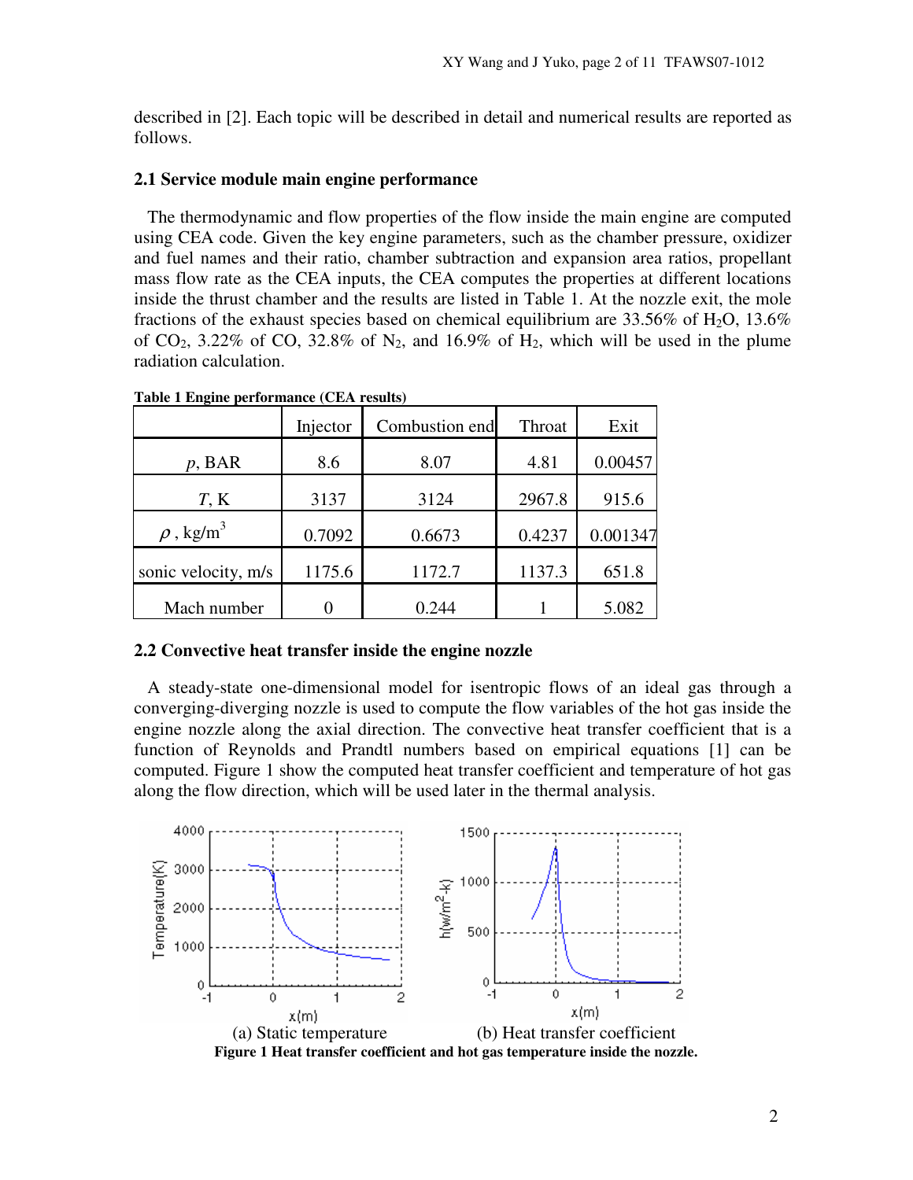described in [2]. Each topic will be described in detail and numerical results are reported as follows.

### 2.1 Service module main engine performance

The thermodynamic and flow properties of the flow inside the main engine are computed using CEA code. Given the key engine parameters, such as the chamber pressure, oxidizer and fuel names and their ratio, chamber subtraction and expansion area ratios, propellant mass flow rate as the CEA inputs, the CEA computes the properties at different locations inside the thrust chamber and the results are listed in Table 1. At the nozzle exit, the mole fractions of the exhaust species based on chemical equilibrium are 33.56% of $H_2O$, 13.6% of $CO_2$, 3.22% of CO, 32.8% of $N_2$, and 16.9% of $H_2$, which will be used in the plume radiation calculation.

**Table 1 Engine performance (CEA results)**

| | Injector | Combustion end | Throat | Exit |
|---|---|---|---|---|
| $p$, BAR | 8.6 | 8.07 | 4.81 | 0.00457 |
| $T$, K | 3137 | 3124 | 2967.8 | 915.6 |
| $\rho$, kg/m$^3$ | 0.7092 | 0.6673 | 0.4237 | 0.001347 |
| sonic velocity, m/s | 1175.6 | 1172.7 | 1137.3 | 651.8 |
| Mach number | 0 | 0.244 | 1 | 5.082 |

### 2.2 Convective heat transfer inside the engine nozzle

A steady-state one-dimensional model for isentropic flows of an ideal gas through a converging-diverging nozzle is used to compute the flow variables of the hot gas inside the engine nozzle along the axial direction. The convective heat transfer coefficient that is a function of Reynolds and Prandtl numbers based on empirical equations [1] can be computed. Figure 1 show the computed heat transfer coefficient and temperature of hot gas along the flow direction, which will be used later in the thermal analysis.

(a) Static temperature (b) Heat transfer coefficient

**Figure 1 Heat transfer coefficient and hot gas temperature inside the nozzle.**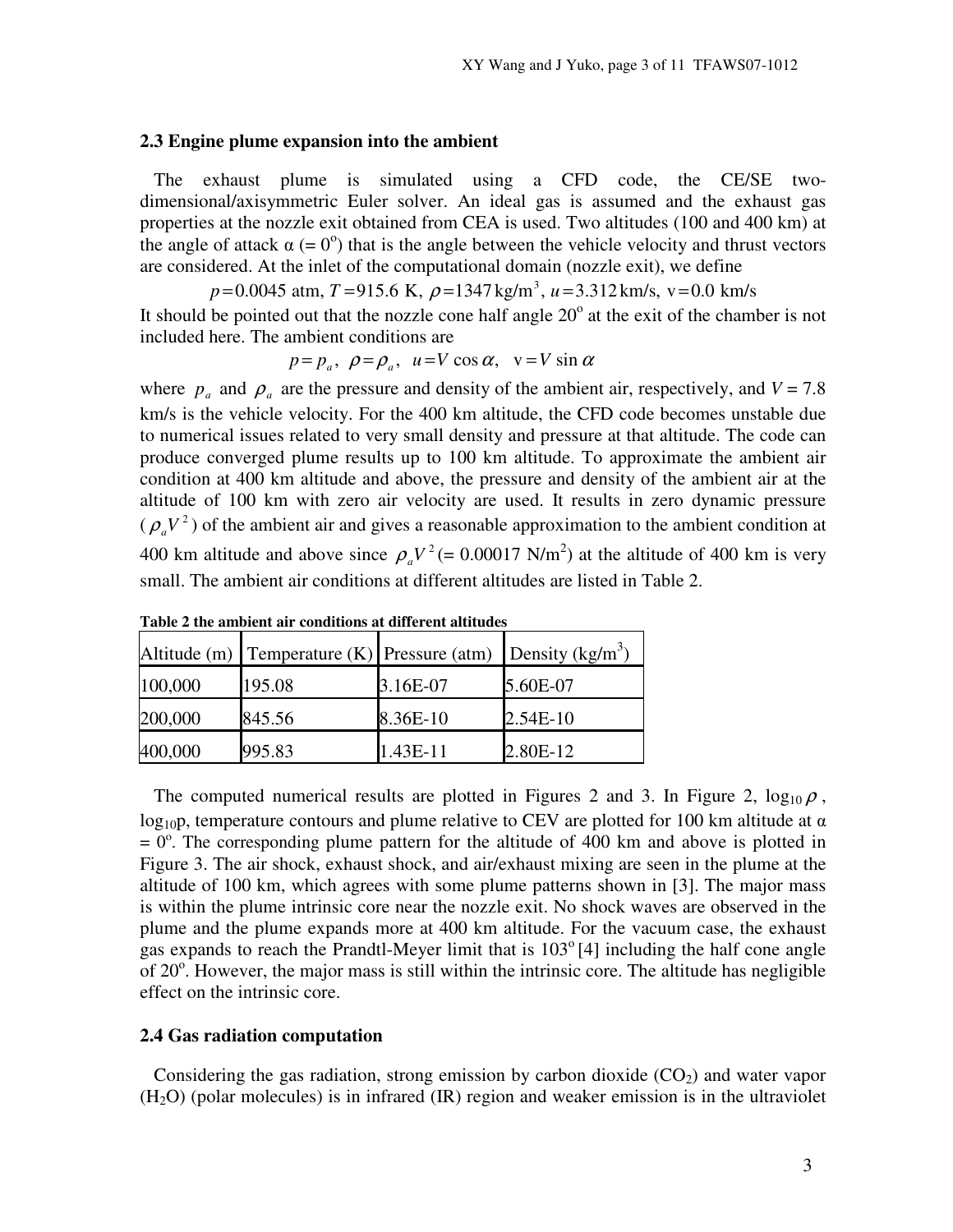### 2.3 Engine plume expansion into the ambient

The exhaust plume is simulated using a CFD code, the CE/SE two-dimensional/axisymmetric Euler solver. An ideal gas is assumed and the exhaust gas properties at the nozzle exit obtained from CEA is used. Two altitudes (100 and 400 km) at the angle of attack $\alpha$ (= $0^o$) that is the angle between the vehicle velocity and thrust vectors are considered. At the inlet of the computational domain (nozzle exit), we define

$$p = 0.0045 \text{ atm}, \; T = 915.6 \text{ K}, \; \rho = 1347 \text{ kg/m}^3, \; u = 3.312 \text{ km/s}, \; \text{v} = 0.0 \text{ km/s}$$

It should be pointed out that the nozzle cone half angle $20^o$ at the exit of the chamber is not included here. The ambient conditions are

$$p = p_a, \;\; \rho = \rho_a, \;\; u = V \cos\alpha, \;\; \text{v} = V \sin\alpha$$

where $p_a$ and $\rho_a$ are the pressure and density of the ambient air, respectively, and $V$ = 7.8 km/s is the vehicle velocity. For the 400 km altitude, the CFD code becomes unstable due to numerical issues related to very small density and pressure at that altitude. The code can produce converged plume results up to 100 km altitude. To approximate the ambient air condition at 400 km altitude and above, the pressure and density of the ambient air at the altitude of 100 km with zero air velocity are used. It results in zero dynamic pressure ($\rho_a V^2$) of the ambient air and gives a reasonable approximation to the ambient condition at 400 km altitude and above since $\rho_a V^2$ (= 0.00017 N/m$^2$) at the altitude of 400 km is very small. The ambient air conditions at different altitudes are listed in Table 2.

**Table 2 the ambient air conditions at different altitudes**

| Altitude (m) | Temperature (K) | Pressure (atm) | Density (kg/m$^3$) |
|---|---|---|---|
| 100,000 | 195.08 | 3.16E-07 | 5.60E-07 |
| 200,000 | 845.56 | 8.36E-10 | 2.54E-10 |
| 400,000 | 995.83 | 1.43E-11 | 2.80E-12 |

The computed numerical results are plotted in Figures 2 and 3. In Figure 2, $\log_{10}\rho$, $\log_{10}$p, temperature contours and plume relative to CEV are plotted for 100 km altitude at $\alpha$ = $0^o$. The corresponding plume pattern for the altitude of 400 km and above is plotted in Figure 3. The air shock, exhaust shock, and air/exhaust mixing are seen in the plume at the altitude of 100 km, which agrees with some plume patterns shown in [3]. The major mass is within the plume intrinsic core near the nozzle exit. No shock waves are observed in the plume and the plume expands more at 400 km altitude. For the vacuum case, the exhaust gas expands to reach the Prandtl-Meyer limit that is $103^o$ [4] including the half cone angle of $20^o$. However, the major mass is still within the intrinsic core. The altitude has negligible effect on the intrinsic core.

### 2.4 Gas radiation computation

Considering the gas radiation, strong emission by carbon dioxide ($CO_2$) and water vapor ($H_2O$) (polar molecules) is in infrared (IR) region and weaker emission is in the ultraviolet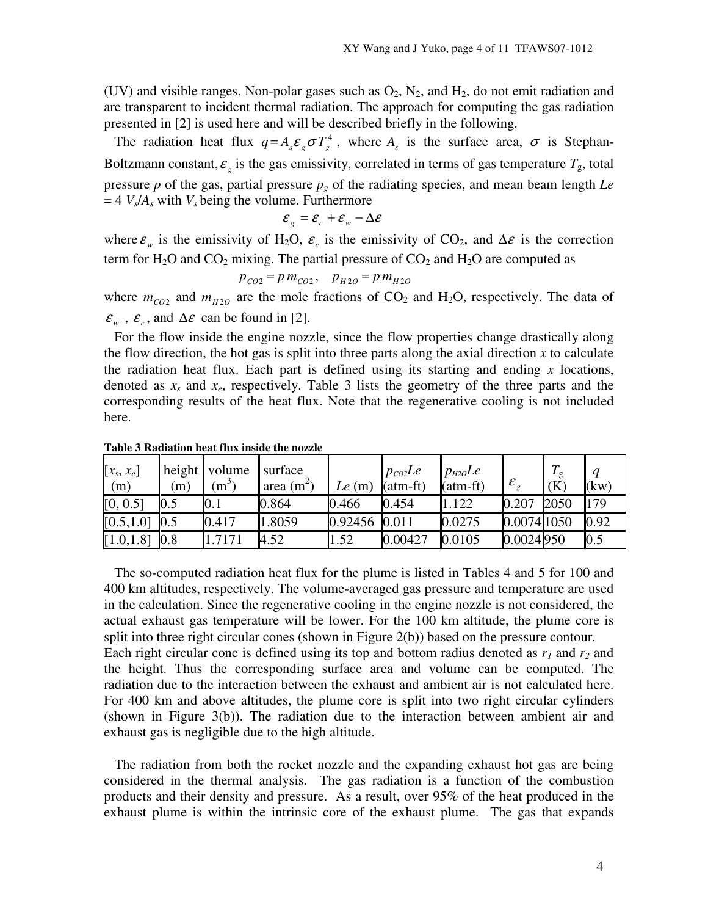(UV) and visible ranges. Non-polar gases such as $O_2$, $N_2$, and $H_2$, do not emit radiation and are transparent to incident thermal radiation. The approach for computing the gas radiation presented in [2] is used here and will be described briefly in the following.

The radiation heat flux $q = A_s \varepsilon_g \sigma T_g^4$, where $A_s$ is the surface area, $\sigma$ is Stephan-Boltzmann constant, $\varepsilon_g$ is the gas emissivity, correlated in terms of gas temperature $T_g$, total pressure $p$ of the gas, partial pressure $p_g$ of the radiating species, and mean beam length $Le = 4\ V_s/A_s$ with $V_s$ being the volume. Furthermore

$$\varepsilon_g = \varepsilon_c + \varepsilon_w - \Delta\varepsilon$$

where $\varepsilon_w$ is the emissivity of $H_2O$, $\varepsilon_c$ is the emissivity of $CO_2$, and $\Delta\varepsilon$ is the correction term for $H_2O$ and $CO_2$ mixing. The partial pressure of $CO_2$ and $H_2O$ are computed as

$$p_{CO2} = p\, m_{CO2}, \quad p_{H2O} = p\, m_{H2O}$$

where $m_{CO2}$ and $m_{H2O}$ are the mole fractions of $CO_2$ and $H_2O$, respectively. The data of $\varepsilon_w$, $\varepsilon_c$, and $\Delta\varepsilon$ can be found in [2].

For the flow inside the engine nozzle, since the flow properties change drastically along the flow direction, the hot gas is split into three parts along the axial direction $x$ to calculate the radiation heat flux. Each part is defined using its starting and ending $x$ locations, denoted as $x_s$ and $x_e$, respectively. Table 3 lists the geometry of the three parts and the corresponding results of the heat flux. Note that the regenerative cooling is not included here.

**Table 3 Radiation heat flux inside the nozzle**

| $[x_s, x_e]$ (m) | height (m) | volume ($m^3$) | surface area ($m^2$) | $Le$ (m) | $p_{CO2}Le$ (atm-ft) | $p_{H2O}Le$ (atm-ft) | $\varepsilon_g$ | $T_g$ (K) | $q$ (kw) |
|---|---|---|---|---|---|---|---|---|---|
| [0, 0.5] | 0.5 | 0.1 | 0.864 | 0.466 | 0.454 | 1.122 | 0.207 | 2050 | 179 |
| [0.5,1.0] | 0.5 | 0.417 | 1.8059 | 0.92456 | 0.011 | 0.0275 | 0.0074 | 1050 | 0.92 |
| [1.0,1.8] | 0.8 | 1.7171 | 4.52 | 1.52 | 0.00427 | 0.0105 | 0.0024 | 950 | 0.5 |

The so-computed radiation heat flux for the plume is listed in Tables 4 and 5 for 100 and 400 km altitudes, respectively. The volume-averaged gas pressure and temperature are used in the calculation. Since the regenerative cooling in the engine nozzle is not considered, the actual exhaust gas temperature will be lower. For the 100 km altitude, the plume core is split into three right circular cones (shown in Figure 2(b)) based on the pressure contour. Each right circular cone is defined using its top and bottom radius denoted as $r_1$ and $r_2$ and the height. Thus the corresponding surface area and volume can be computed. The radiation due to the interaction between the exhaust and ambient air is not calculated here. For 400 km and above altitudes, the plume core is split into two right circular cylinders (shown in Figure 3(b)). The radiation due to the interaction between ambient air and exhaust gas is negligible due to the high altitude.

The radiation from both the rocket nozzle and the expanding exhaust hot gas are being considered in the thermal analysis. The gas radiation is a function of the combustion products and their density and pressure. As a result, over 95% of the heat produced in the exhaust plume is within the intrinsic core of the exhaust plume. The gas that expands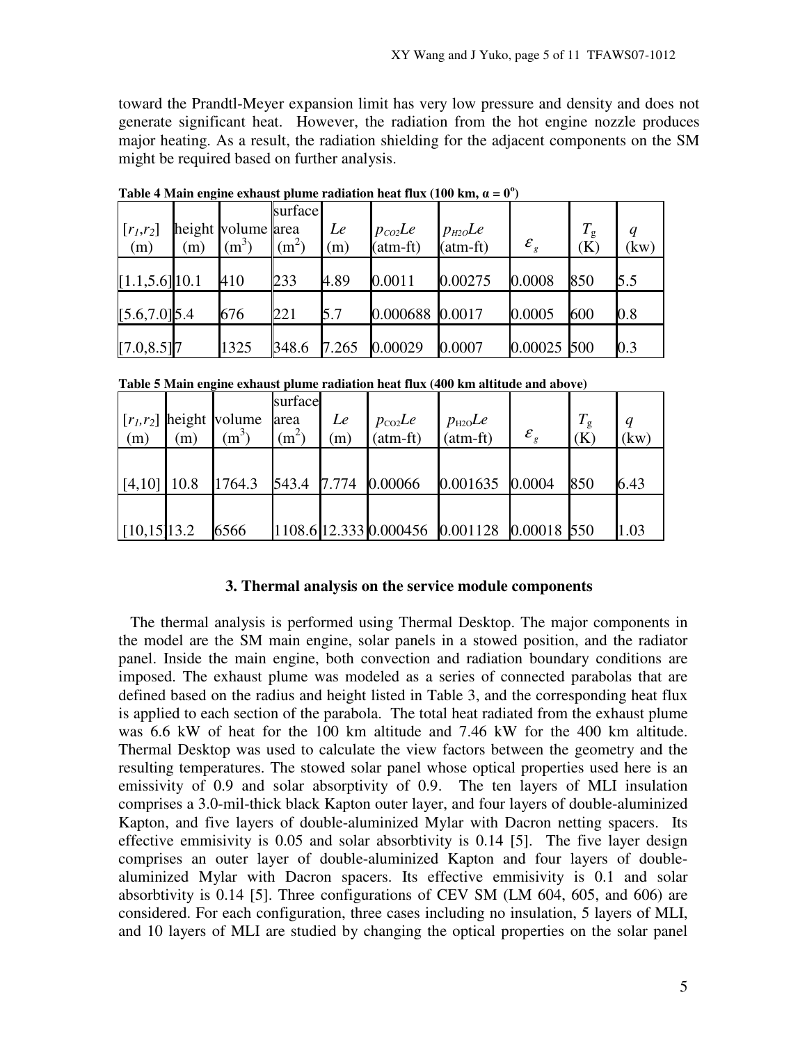toward the Prandtl-Meyer expansion limit has very low pressure and density and does not generate significant heat. However, the radiation from the hot engine nozzle produces major heating. As a result, the radiation shielding for the adjacent components on the SM might be required based on further analysis.

**Table 4 Main engine exhaust plume radiation heat flux (100 km, α = 0°)**

| $[r_1,r_2]$ (m) | height (m) | volume ($m^3$) | surface area ($m^2$) | $Le$ (m) | $p_{CO2}Le$ (atm-ft) | $p_{H2O}Le$ (atm-ft) | $\varepsilon_g$ | $T_g$ (K) | $q$ (kw) |
|---|---|---|---|---|---|---|---|---|---|
| [1.1,5.6] | 10.1 | 410 | 233 | 4.89 | 0.0011 | 0.00275 | 0.0008 | 850 | 5.5 |
| [5.6,7.0] | 5.4 | 676 | 221 | 5.7 | 0.000688 | 0.0017 | 0.0005 | 600 | 0.8 |
| [7.0,8.5] | 7 | 1325 | 348.6 | 7.265 | 0.00029 | 0.0007 | 0.00025 | 500 | 0.3 |

**Table 5 Main engine exhaust plume radiation heat flux (400 km altitude and above)**

| $[r_1,r_2]$ (m) | height (m) | volume ($m^3$) | surface area ($m^2$) | $Le$ (m) | $p_{CO2}Le$ (atm-ft) | $p_{H2O}Le$ (atm-ft) | $\varepsilon_g$ | $T_g$ (K) | $q$ (kw) |
|---|---|---|---|---|---|---|---|---|---|
| [4,10] | 10.8 | 1764.3 | 543.4 | 7.774 | 0.00066 | 0.001635 | 0.0004 | 850 | 6.43 |
| [10,15] | 13.2 | 6566 | 1108.6 | 12.333 | 0.000456 | 0.001128 | 0.00018 | 550 | 1.03 |

## 3. Thermal analysis on the service module components

The thermal analysis is performed using Thermal Desktop. The major components in the model are the SM main engine, solar panels in a stowed position, and the radiator panel. Inside the main engine, both convection and radiation boundary conditions are imposed. The exhaust plume was modeled as a series of connected parabolas that are defined based on the radius and height listed in Table 3, and the corresponding heat flux is applied to each section of the parabola. The total heat radiated from the exhaust plume was 6.6 kW of heat for the 100 km altitude and 7.46 kW for the 400 km altitude. Thermal Desktop was used to calculate the view factors between the geometry and the resulting temperatures. The stowed solar panel whose optical properties used here is an emissivity of 0.9 and solar absorptivity of 0.9. The ten layers of MLI insulation comprises a 3.0-mil-thick black Kapton outer layer, and four layers of double-aluminized Kapton, and five layers of double-aluminized Mylar with Dacron netting spacers. Its effective emmisivity is 0.05 and solar absorbtivity is 0.14 [5]. The five layer design comprises an outer layer of double-aluminized Kapton and four layers of double-aluminized Mylar with Dacron spacers. Its effective emmisivity is 0.1 and solar absorbtivity is 0.14 [5]. Three configurations of CEV SM (LM 604, 605, and 606) are considered. For each configuration, three cases including no insulation, 5 layers of MLI, and 10 layers of MLI are studied by changing the optical properties on the solar panel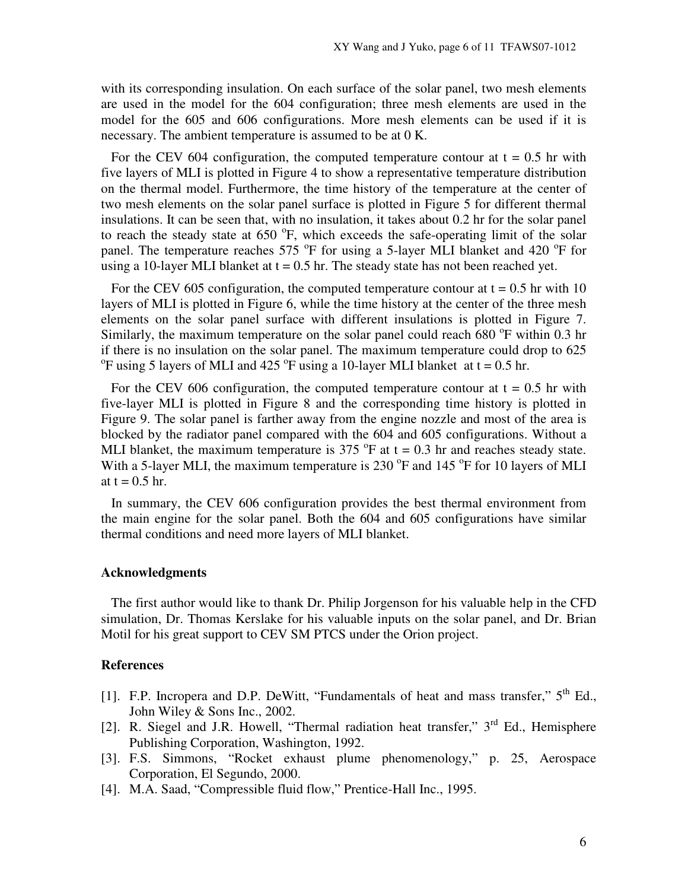with its corresponding insulation. On each surface of the solar panel, two mesh elements are used in the model for the 604 configuration; three mesh elements are used in the model for the 605 and 606 configurations. More mesh elements can be used if it is necessary. The ambient temperature is assumed to be at 0 K.

For the CEV 604 configuration, the computed temperature contour at t = 0.5 hr with five layers of MLI is plotted in Figure 4 to show a representative temperature distribution on the thermal model. Furthermore, the time history of the temperature at the center of two mesh elements on the solar panel surface is plotted in Figure 5 for different thermal insulations. It can be seen that, with no insulation, it takes about 0.2 hr for the solar panel to reach the steady state at 650 $^{o}$F, which exceeds the safe-operating limit of the solar panel. The temperature reaches 575 $^{o}$F for using a 5-layer MLI blanket and 420 $^{o}$F for using a 10-layer MLI blanket at t = 0.5 hr. The steady state has not been reached yet.

For the CEV 605 configuration, the computed temperature contour at t = 0.5 hr with 10 layers of MLI is plotted in Figure 6, while the time history at the center of the three mesh elements on the solar panel surface with different insulations is plotted in Figure 7. Similarly, the maximum temperature on the solar panel could reach 680 $^{o}$F within 0.3 hr if there is no insulation on the solar panel. The maximum temperature could drop to 625 $^{o}$F using 5 layers of MLI and 425 $^{o}$F using a 10-layer MLI blanket at t = 0.5 hr.

For the CEV 606 configuration, the computed temperature contour at t = 0.5 hr with five-layer MLI is plotted in Figure 8 and the corresponding time history is plotted in Figure 9. The solar panel is farther away from the engine nozzle and most of the area is blocked by the radiator panel compared with the 604 and 605 configurations. Without a MLI blanket, the maximum temperature is 375 $^{o}$F at t = 0.3 hr and reaches steady state. With a 5-layer MLI, the maximum temperature is 230 $^{o}$F and 145 $^{o}$F for 10 layers of MLI at t = 0.5 hr.

In summary, the CEV 606 configuration provides the best thermal environment from the main engine for the solar panel. Both the 604 and 605 configurations have similar thermal conditions and need more layers of MLI blanket.

### Acknowledgments

The first author would like to thank Dr. Philip Jorgenson for his valuable help in the CFD simulation, Dr. Thomas Kerslake for his valuable inputs on the solar panel, and Dr. Brian Motil for his great support to CEV SM PTCS under the Orion project.

### References

[1]. F.P. Incropera and D.P. DeWitt, "Fundamentals of heat and mass transfer," 5th Ed., John Wiley & Sons Inc., 2002.

[2]. R. Siegel and J.R. Howell, "Thermal radiation heat transfer," 3rd Ed., Hemisphere Publishing Corporation, Washington, 1992.

[3]. F.S. Simmons, "Rocket exhaust plume phenomenology," p. 25, Aerospace Corporation, El Segundo, 2000.

[4]. M.A. Saad, "Compressible fluid flow," Prentice-Hall Inc., 1995.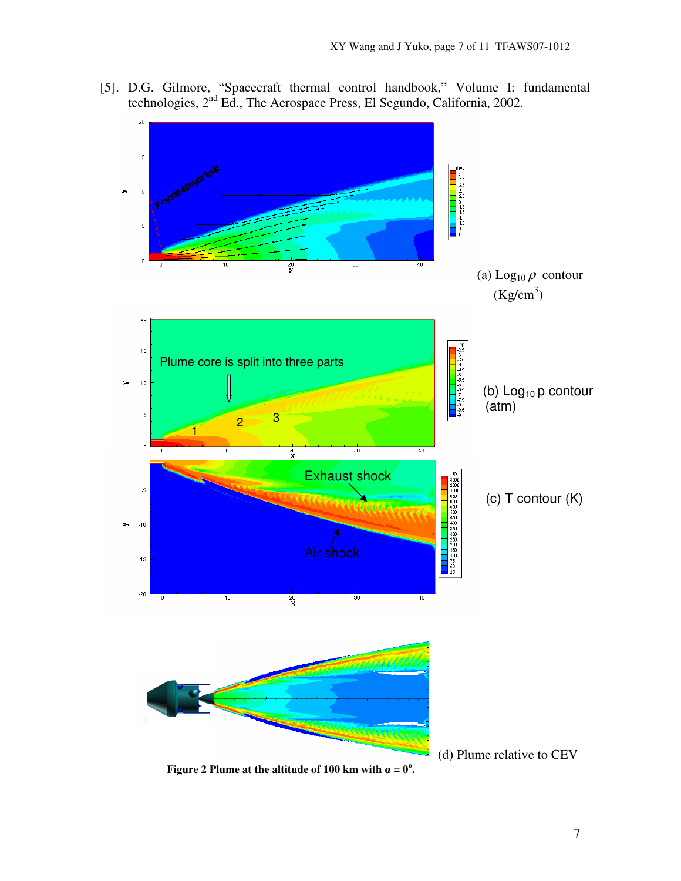[5]. D.G. Gilmore, "Spacecraft thermal control handbook," Volume I: fundamental technologies, 2[nd] Ed., The Aerospace Press, El Segundo, California, 2002.

(a) $\text{Log}_{10}\,\rho$ contour (Kg/cm$^3$)

(b) $\text{Log}_{10}\,p$ contour (atm)

(c) T contour (K)

(d) Plume relative to CEV

**Figure 2 Plume at the altitude of 100 km with α = 0°.**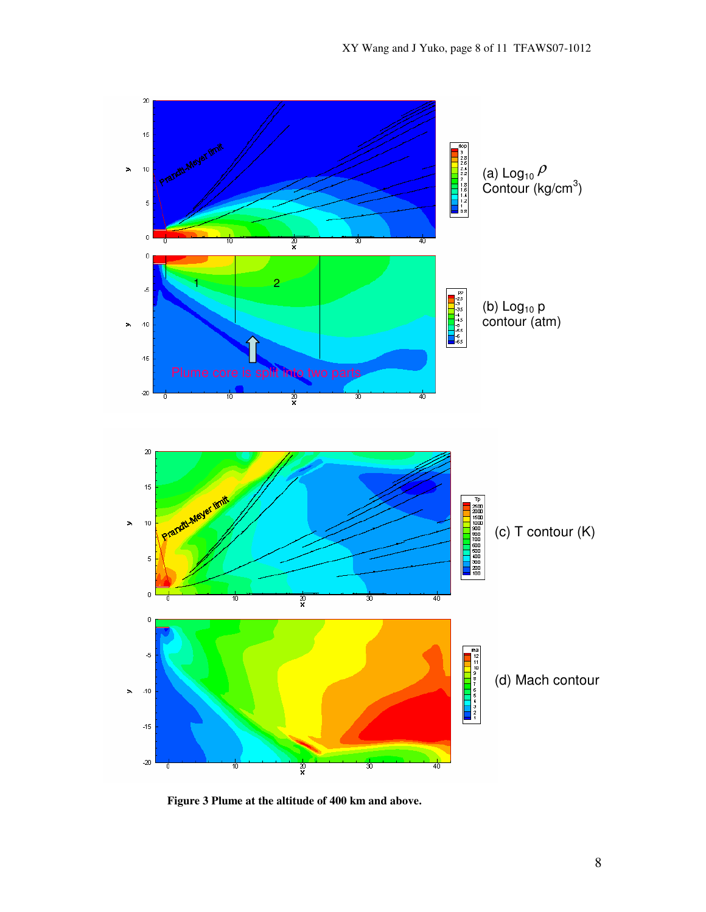(a) $\mathrm{Log}_{10}\,\rho$ Contour (kg/cm$^3$)

(b) $\mathrm{Log}_{10}$ p contour (atm)

(c) T contour (K)

(d) Mach contour

**Figure 3 Plume at the altitude of 400 km and above.**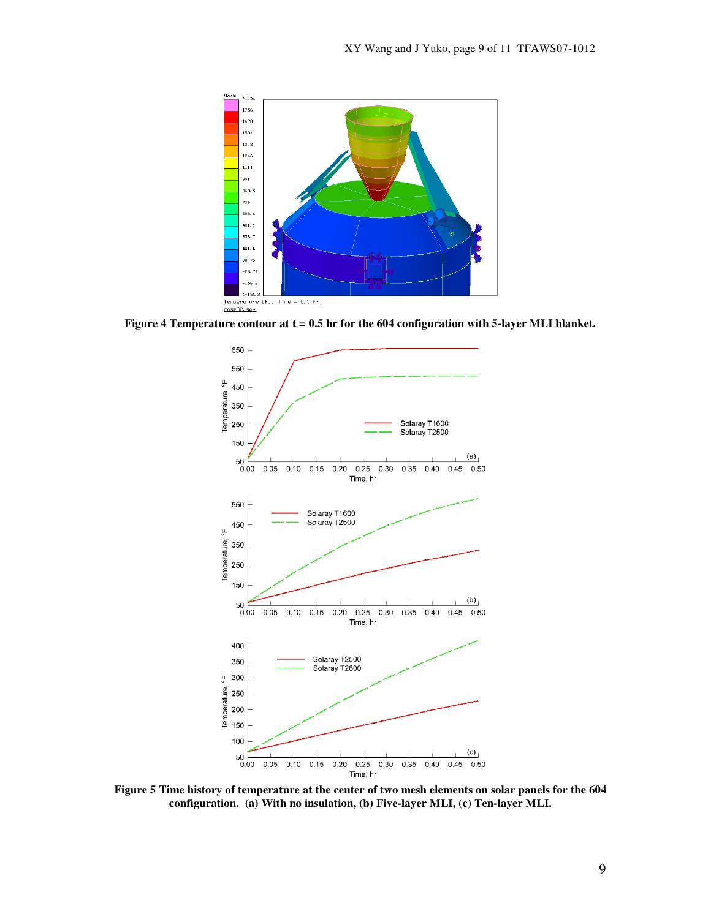**Figure 4 Temperature contour at t = 0.5 hr for the 604 configuration with 5-layer MLI blanket.**

**Figure 5 Time history of temperature at the center of two mesh elements on solar panels for the 604 configuration. (a) With no insulation, (b) Five-layer MLI, (c) Ten-layer MLI.**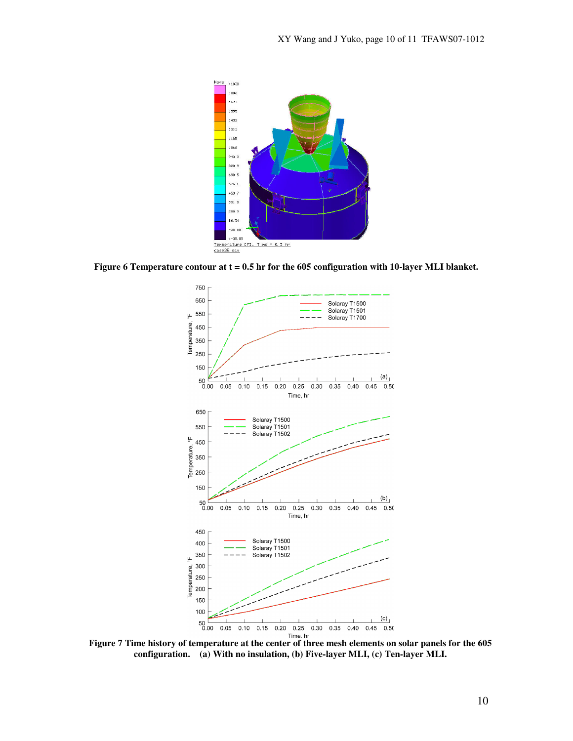**Figure 6 Temperature contour at t = 0.5 hr for the 605 configuration with 10-layer MLI blanket.**

**Figure 7 Time history of temperature at the center of three mesh elements on solar panels for the 605 configuration. (a) With no insulation, (b) Five-layer MLI, (c) Ten-layer MLI.**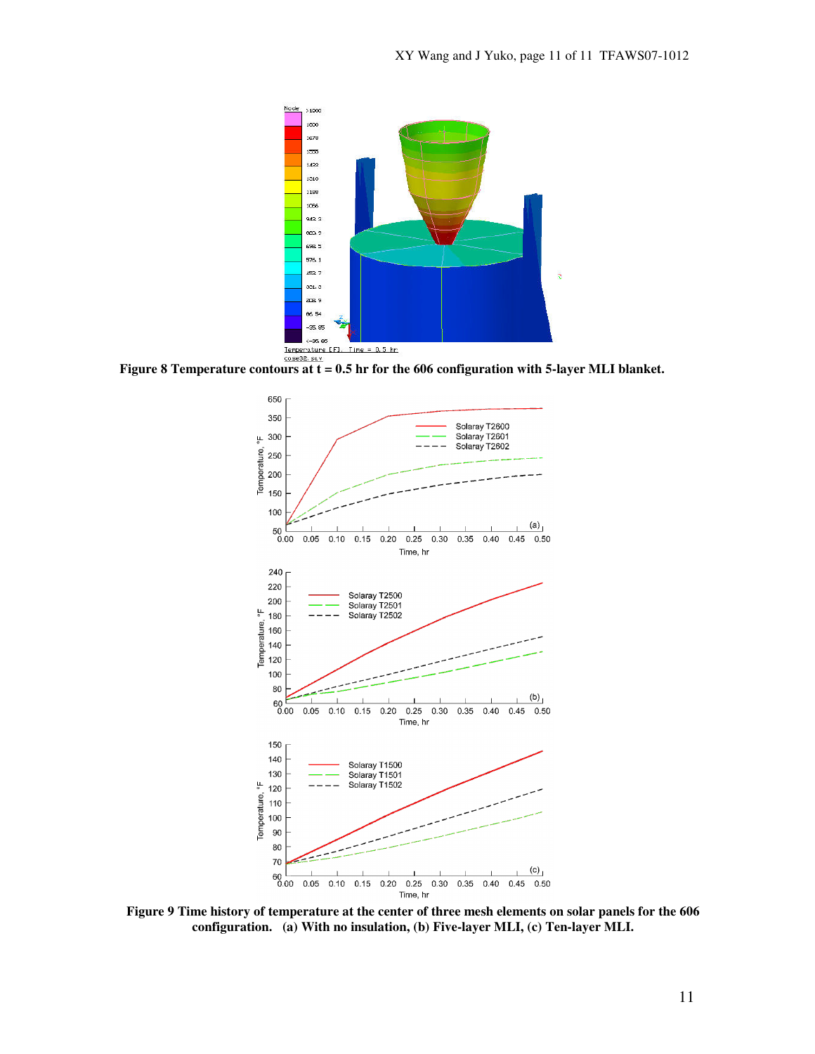Node
>1900
1800
1679
1555
1422
1310
1188
1056
943.3
820.5
698.5
576.1
452.7
331.3
208.9
86.54
-35.85
<-35.85
Temperature [F], Time = 0.5 hr
case38.sav

**Figure 8 Temperature contours at t = 0.5 hr for the 606 configuration with 5-layer MLI blanket.**

(a)
Temperature, °F
650
350
300
250
200
150
100
50
0.00 0.05 0.10 0.15 0.20 0.25 0.30 0.35 0.40 0.45 0.50
Time, hr
Solaray T2600
Solaray T2601
Solaray T2602

(b)
Temperature, °F
240
220
200
180
160
140
120
100
80
60
0.00 0.05 0.10 0.15 0.20 0.25 0.30 0.35 0.40 0.45 0.50
Time, hr
Solaray T2500
Solaray T2501
Solaray T2502

(c)
Temperature, °F
150
140
130
120
110
100
90
80
70
60
0.00 0.05 0.10 0.15 0.20 0.25 0.30 0.35 0.40 0.45 0.50
Time, hr
Solaray T1500
Solaray T1501
Solaray T1502

**Figure 9 Time history of temperature at the center of three mesh elements on solar panels for the 606 configuration. (a) With no insulation, (b) Five-layer MLI, (c) Ten-layer MLI.**